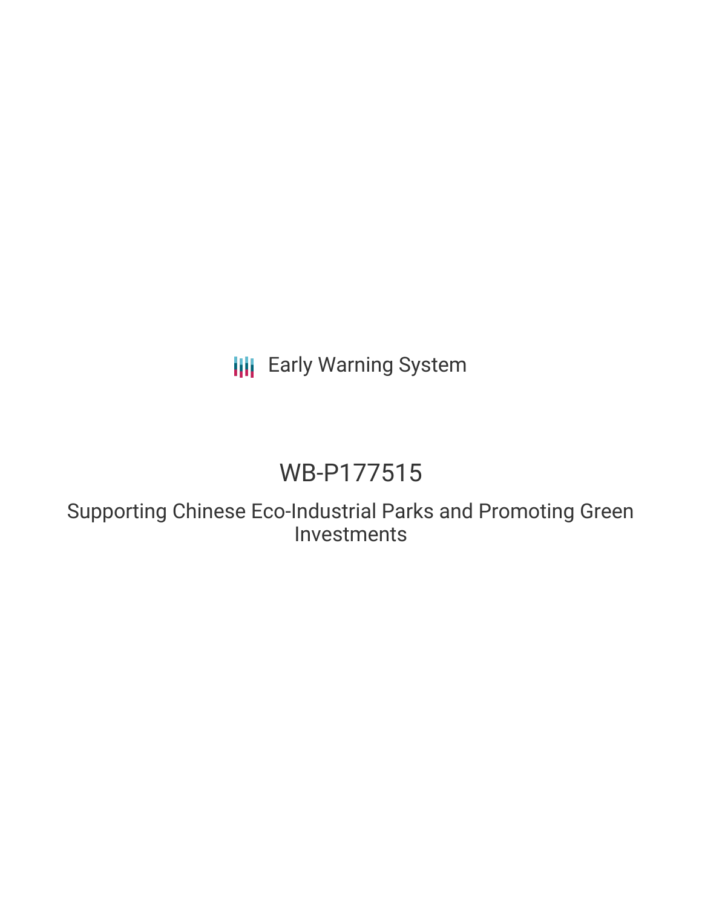Early Warning System

# WB-P177515

## Supporting Chinese Eco-Industrial Parks and Promoting Green Investments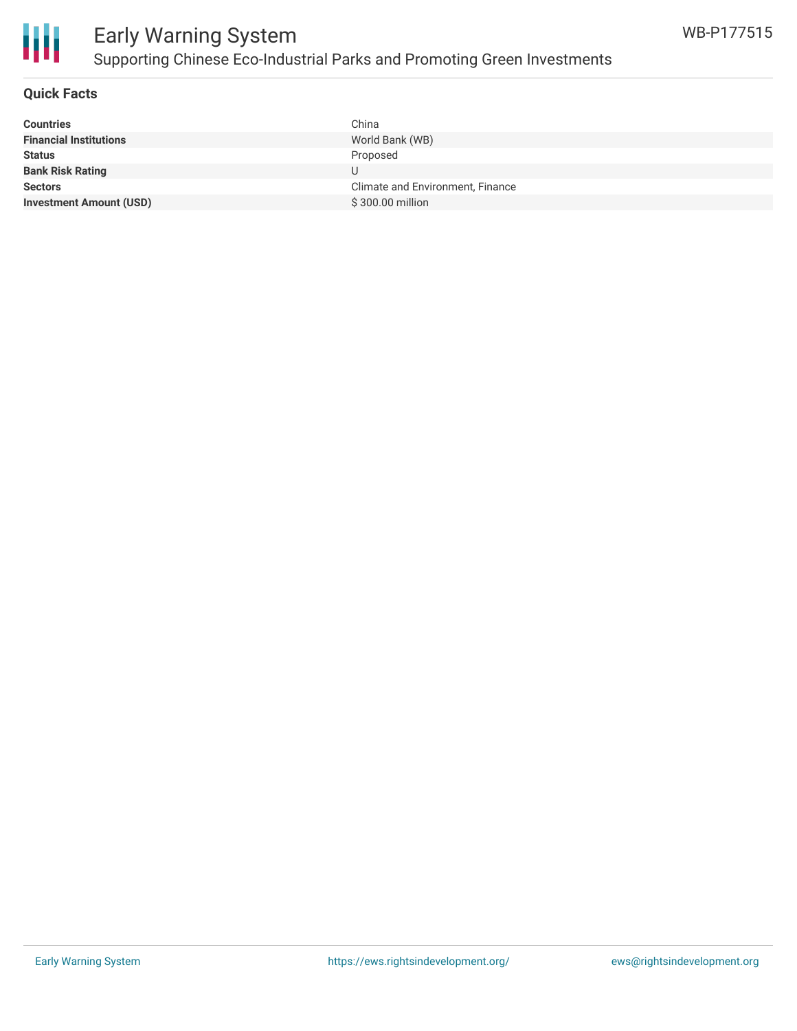## Quick Facts

| | |
|---|---|
| **Countries** | China |
| **Financial Institutions** | World Bank (WB) |
| **Status** | Proposed |
| **Bank Risk Rating** | U |
| **Sectors** | Climate and Environment, Finance |
| **Investment Amount (USD)** | $ 300.00 million |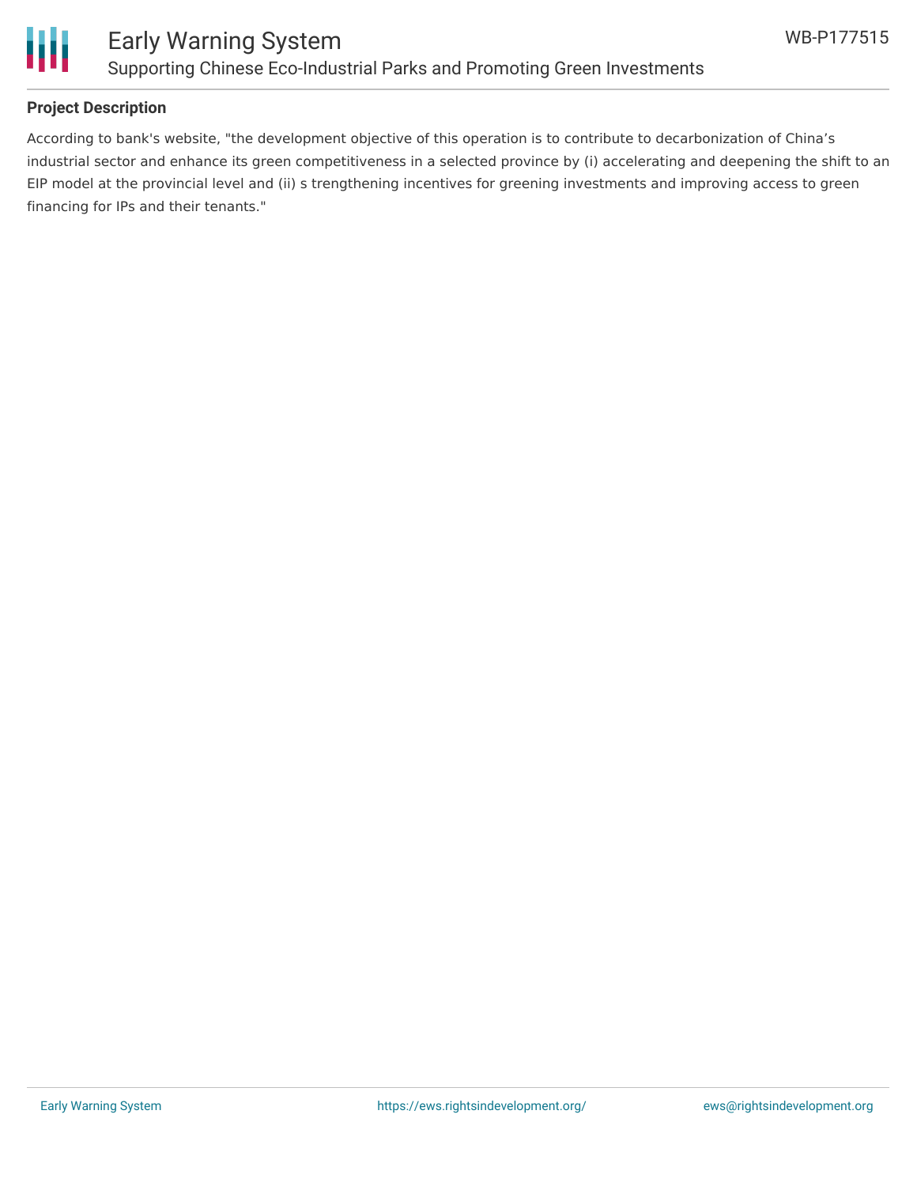## Project Description

According to bank's website, "the development objective of this operation is to contribute to decarbonization of China's industrial sector and enhance its green competitiveness in a selected province by (i) accelerating and deepening the shift to an EIP model at the provincial level and (ii) s trengthening incentives for greening investments and improving access to green financing for IPs and their tenants."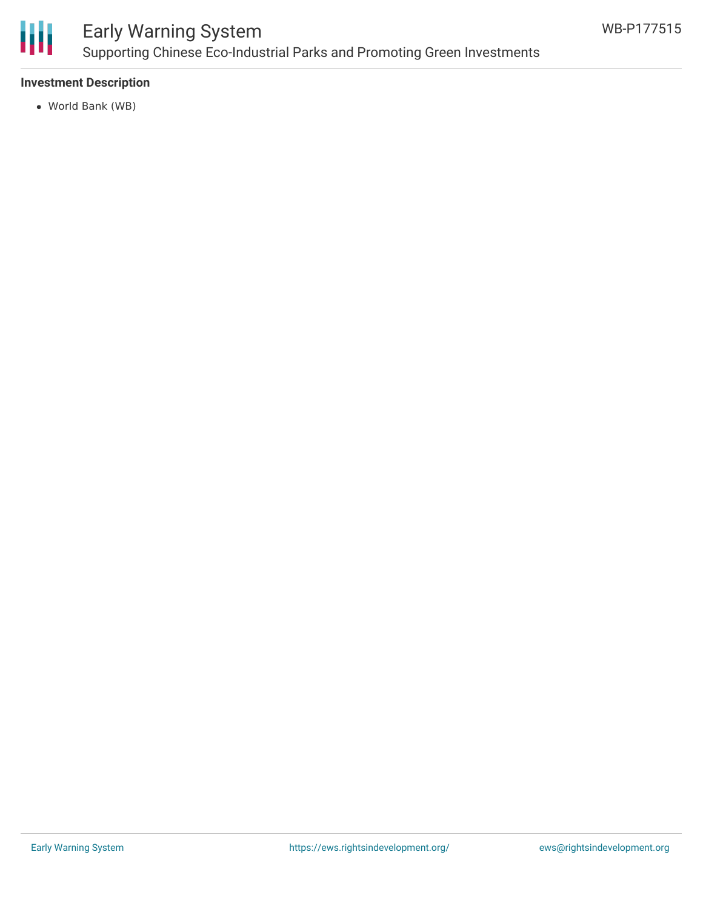### Investment Description

- World Bank (WB)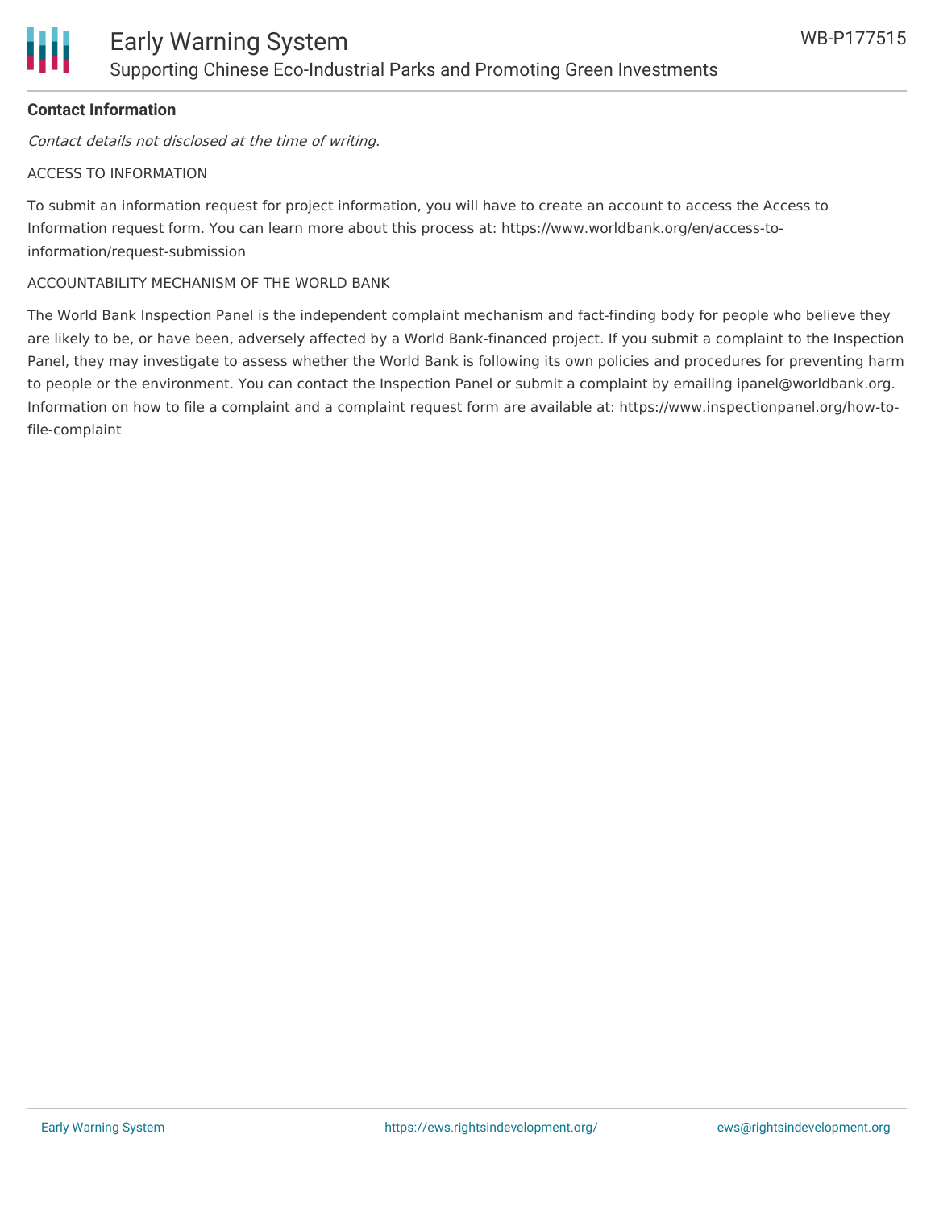**Contact Information**

*Contact details not disclosed at the time of writing.*

ACCESS TO INFORMATION

To submit an information request for project information, you will have to create an account to access the Access to Information request form. You can learn more about this process at: https://www.worldbank.org/en/access-to-information/request-submission

ACCOUNTABILITY MECHANISM OF THE WORLD BANK

The World Bank Inspection Panel is the independent complaint mechanism and fact-finding body for people who believe they are likely to be, or have been, adversely affected by a World Bank-financed project. If you submit a complaint to the Inspection Panel, they may investigate to assess whether the World Bank is following its own policies and procedures for preventing harm to people or the environment. You can contact the Inspection Panel or submit a complaint by emailing ipanel@worldbank.org. Information on how to file a complaint and a complaint request form are available at: https://www.inspectionpanel.org/how-to-file-complaint